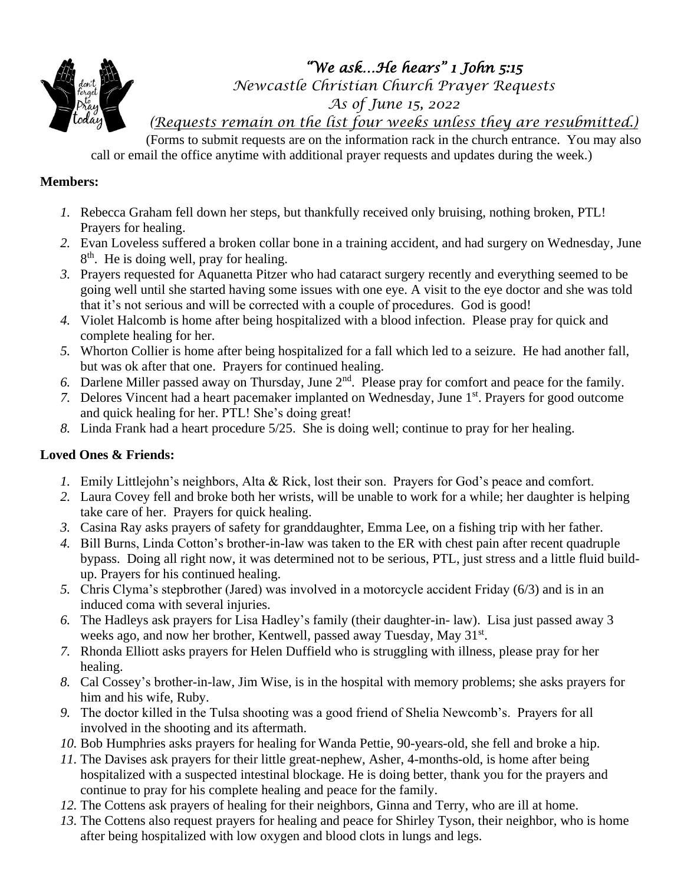*"We ask…He hears" 1 John 5:15*

*Newcastle Christian Church Prayer Requests*

*As of June 15, 2022*

*(Requests remain on the list four weeks unless they are resubmitted.)*

(Forms to submit requests are on the information rack in the church entrance. You may also call or email the office anytime with additional prayer requests and updates during the week.)

**Members:**

1. Rebecca Graham fell down her steps, but thankfully received only bruising, nothing broken, PTL! Prayers for healing.
2. Evan Loveless suffered a broken collar bone in a training accident, and had surgery on Wednesday, June 8th. He is doing well, pray for healing.
3. Prayers requested for Aquanetta Pitzer who had cataract surgery recently and everything seemed to be going well until she started having some issues with one eye. A visit to the eye doctor and she was told that it's not serious and will be corrected with a couple of procedures. God is good!
4. Violet Halcomb is home after being hospitalized with a blood infection. Please pray for quick and complete healing for her.
5. Whorton Collier is home after being hospitalized for a fall which led to a seizure. He had another fall, but was ok after that one. Prayers for continued healing.
6. Darlene Miller passed away on Thursday, June 2nd. Please pray for comfort and peace for the family.
7. Delores Vincent had a heart pacemaker implanted on Wednesday, June 1st. Prayers for good outcome and quick healing for her. PTL! She's doing great!
8. Linda Frank had a heart procedure 5/25. She is doing well; continue to pray for her healing.

**Loved Ones & Friends:**

1. Emily Littlejohn's neighbors, Alta & Rick, lost their son. Prayers for God's peace and comfort.
2. Laura Covey fell and broke both her wrists, will be unable to work for a while; her daughter is helping take care of her. Prayers for quick healing.
3. Casina Ray asks prayers of safety for granddaughter, Emma Lee, on a fishing trip with her father.
4. Bill Burns, Linda Cotton's brother-in-law was taken to the ER with chest pain after recent quadruple bypass. Doing all right now, it was determined not to be serious, PTL, just stress and a little fluid build-up. Prayers for his continued healing.
5. Chris Clyma's stepbrother (Jared) was involved in a motorcycle accident Friday (6/3) and is in an induced coma with several injuries.
6. The Hadleys ask prayers for Lisa Hadley's family (their daughter-in- law). Lisa just passed away 3 weeks ago, and now her brother, Kentwell, passed away Tuesday, May 31st.
7. Rhonda Elliott asks prayers for Helen Duffield who is struggling with illness, please pray for her healing.
8. Cal Cossey's brother-in-law, Jim Wise, is in the hospital with memory problems; she asks prayers for him and his wife, Ruby.
9. The doctor killed in the Tulsa shooting was a good friend of Shelia Newcomb's. Prayers for all involved in the shooting and its aftermath.
10. Bob Humphries asks prayers for healing for Wanda Pettie, 90-years-old, she fell and broke a hip.
11. The Davises ask prayers for their little great-nephew, Asher, 4-months-old, is home after being hospitalized with a suspected intestinal blockage. He is doing better, thank you for the prayers and continue to pray for his complete healing and peace for the family.
12. The Cottens ask prayers of healing for their neighbors, Ginna and Terry, who are ill at home.
13. The Cottens also request prayers for healing and peace for Shirley Tyson, their neighbor, who is home after being hospitalized with low oxygen and blood clots in lungs and legs.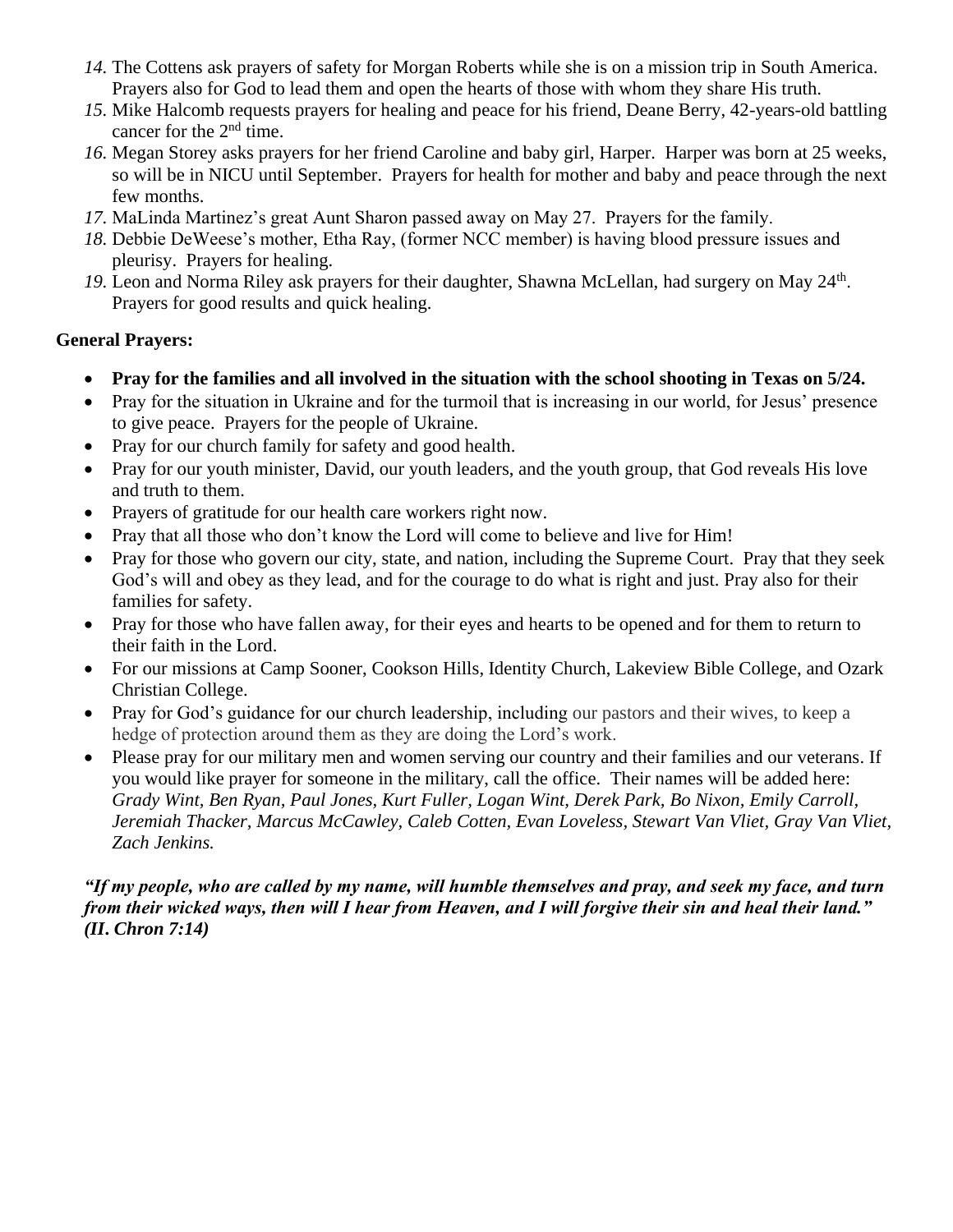*14.* The Cottens ask prayers of safety for Morgan Roberts while she is on a mission trip in South America. Prayers also for God to lead them and open the hearts of those with whom they share His truth.

*15.* Mike Halcomb requests prayers for healing and peace for his friend, Deane Berry, 42-years-old battling cancer for the 2nd time.

*16.* Megan Storey asks prayers for her friend Caroline and baby girl, Harper. Harper was born at 25 weeks, so will be in NICU until September. Prayers for health for mother and baby and peace through the next few months.

*17.* MaLinda Martinez's great Aunt Sharon passed away on May 27. Prayers for the family.

*18.* Debbie DeWeese's mother, Etha Ray, (former NCC member) is having blood pressure issues and pleurisy. Prayers for healing.

*19.* Leon and Norma Riley ask prayers for their daughter, Shawna McLellan, had surgery on May 24th. Prayers for good results and quick healing.

**General Prayers:**

- **Pray for the families and all involved in the situation with the school shooting in Texas on 5/24.**
- Pray for the situation in Ukraine and for the turmoil that is increasing in our world, for Jesus' presence to give peace. Prayers for the people of Ukraine.
- Pray for our church family for safety and good health.
- Pray for our youth minister, David, our youth leaders, and the youth group, that God reveals His love and truth to them.
- Prayers of gratitude for our health care workers right now.
- Pray that all those who don't know the Lord will come to believe and live for Him!
- Pray for those who govern our city, state, and nation, including the Supreme Court. Pray that they seek God's will and obey as they lead, and for the courage to do what is right and just. Pray also for their families for safety.
- Pray for those who have fallen away, for their eyes and hearts to be opened and for them to return to their faith in the Lord.
- For our missions at Camp Sooner, Cookson Hills, Identity Church, Lakeview Bible College, and Ozark Christian College.
- Pray for God's guidance for our church leadership, including our pastors and their wives, to keep a hedge of protection around them as they are doing the Lord's work.
- Please pray for our military men and women serving our country and their families and our veterans. If you would like prayer for someone in the military, call the office. Their names will be added here: *Grady Wint, Ben Ryan, Paul Jones, Kurt Fuller, Logan Wint, Derek Park, Bo Nixon, Emily Carroll, Jeremiah Thacker, Marcus McCawley, Caleb Cotten, Evan Loveless, Stewart Van Vliet, Gray Van Vliet, Zach Jenkins.*

***"If my people, who are called by my name, will humble themselves and pray, and seek my face, and turn from their wicked ways, then will I hear from Heaven, and I will forgive their sin and heal their land." (II. Chron 7:14)***